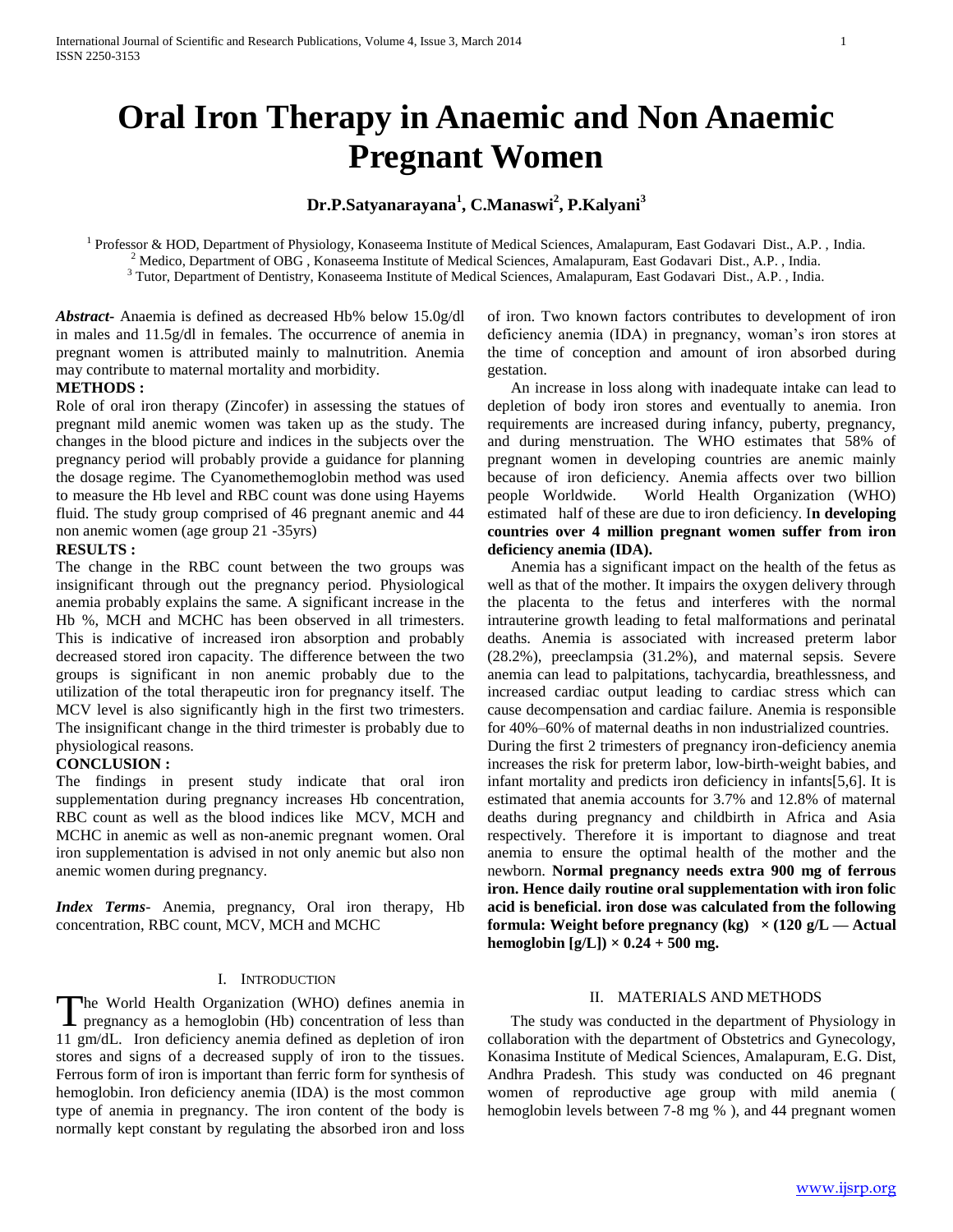# Oral Iron Therapy in Anaemic and Non Anaemic Pregnant Women

**Dr.P.Satyanarayana[1], C.Manaswi[2], P.Kalyani[3]**

[1] Professor & HOD, Department of Physiology, Konaseema Institute of Medical Sciences, Amalapuram, East Godavari Dist., A.P. , India.
[2] Medico, Department of OBG , Konaseema Institute of Medical Sciences, Amalapuram, East Godavari Dist., A.P. , India.
[3] Tutor, Department of Dentistry, Konaseema Institute of Medical Sciences, Amalapuram, East Godavari Dist., A.P. , India.

***Abstract***- Anaemia is defined as decreased Hb% below 15.0g/dl in males and 11.5g/dl in females. The occurrence of anemia in pregnant women is attributed mainly to malnutrition. Anemia may contribute to maternal mortality and morbidity.

**METHODS :**

Role of oral iron therapy (Zincofer) in assessing the statues of pregnant mild anemic women was taken up as the study. The changes in the blood picture and indices in the subjects over the pregnancy period will probably provide a guidance for planning the dosage regime. The Cyanomethemoglobin method was used to measure the Hb level and RBC count was done using Hayems fluid. The study group comprised of 46 pregnant anemic and 44 non anemic women (age group 21 -35yrs)

**RESULTS :**

The change in the RBC count between the two groups was insignificant through out the pregnancy period. Physiological anemia probably explains the same. A significant increase in the Hb %, MCH and MCHC has been observed in all trimesters. This is indicative of increased iron absorption and probably decreased stored iron capacity. The difference between the two groups is significant in non anemic probably due to the utilization of the total therapeutic iron for pregnancy itself. The MCV level is also significantly high in the first two trimesters. The insignificant change in the third trimester is probably due to physiological reasons.

**CONCLUSION :**

The findings in present study indicate that oral iron supplementation during pregnancy increases Hb concentration, RBC count as well as the blood indices like MCV, MCH and MCHC in anemic as well as non-anemic pregnant women. Oral iron supplementation is advised in not only anemic but also non anemic women during pregnancy.

***Index Terms***- Anemia, pregnancy, Oral iron therapy, Hb concentration, RBC count, MCV, MCH and MCHC

## I. Introduction

The World Health Organization (WHO) defines anemia in pregnancy as a hemoglobin (Hb) concentration of less than 11 gm/dL. Iron deficiency anemia defined as depletion of iron stores and signs of a decreased supply of iron to the tissues. Ferrous form of iron is important than ferric form for synthesis of hemoglobin. Iron deficiency anemia (IDA) is the most common type of anemia in pregnancy. The iron content of the body is normally kept constant by regulating the absorbed iron and loss of iron. Two known factors contributes to development of iron deficiency anemia (IDA) in pregnancy, woman's iron stores at the time of conception and amount of iron absorbed during gestation.

An increase in loss along with inadequate intake can lead to depletion of body iron stores and eventually to anemia. Iron requirements are increased during infancy, puberty, pregnancy, and during menstruation. The WHO estimates that 58% of pregnant women in developing countries are anemic mainly because of iron deficiency. Anemia affects over two billion people Worldwide. World Health Organization (WHO) estimated half of these are due to iron deficiency. I**n developing countries over 4 million pregnant women suffer from iron deficiency anemia (IDA).**

Anemia has a significant impact on the health of the fetus as well as that of the mother. It impairs the oxygen delivery through the placenta to the fetus and interferes with the normal intrauterine growth leading to fetal malformations and perinatal deaths. Anemia is associated with increased preterm labor (28.2%), preeclampsia (31.2%), and maternal sepsis. Severe anemia can lead to palpitations, tachycardia, breathlessness, and increased cardiac output leading to cardiac stress which can cause decompensation and cardiac failure. Anemia is responsible for 40%–60% of maternal deaths in non industrialized countries.

During the first 2 trimesters of pregnancy iron-deficiency anemia increases the risk for preterm labor, low-birth-weight babies, and infant mortality and predicts iron deficiency in infants[5,6]. It is estimated that anemia accounts for 3.7% and 12.8% of maternal deaths during pregnancy and childbirth in Africa and Asia respectively. Therefore it is important to diagnose and treat anemia to ensure the optimal health of the mother and the newborn. **Normal pregnancy needs extra 900 mg of ferrous iron. Hence daily routine oral supplementation with iron folic acid is beneficial. iron dose was calculated from the following formula: Weight before pregnancy (kg) $\times$ (120 g/L — Actual hemoglobin [g/L]) $\times$ 0.24 + 500 mg.**

## II. Materials and Methods

The study was conducted in the department of Physiology in collaboration with the department of Obstetrics and Gynecology, Konasima Institute of Medical Sciences, Amalapuram, E.G. Dist, Andhra Pradesh. This study was conducted on 46 pregnant women of reproductive age group with mild anemia ( hemoglobin levels between 7-8 mg % ), and 44 pregnant women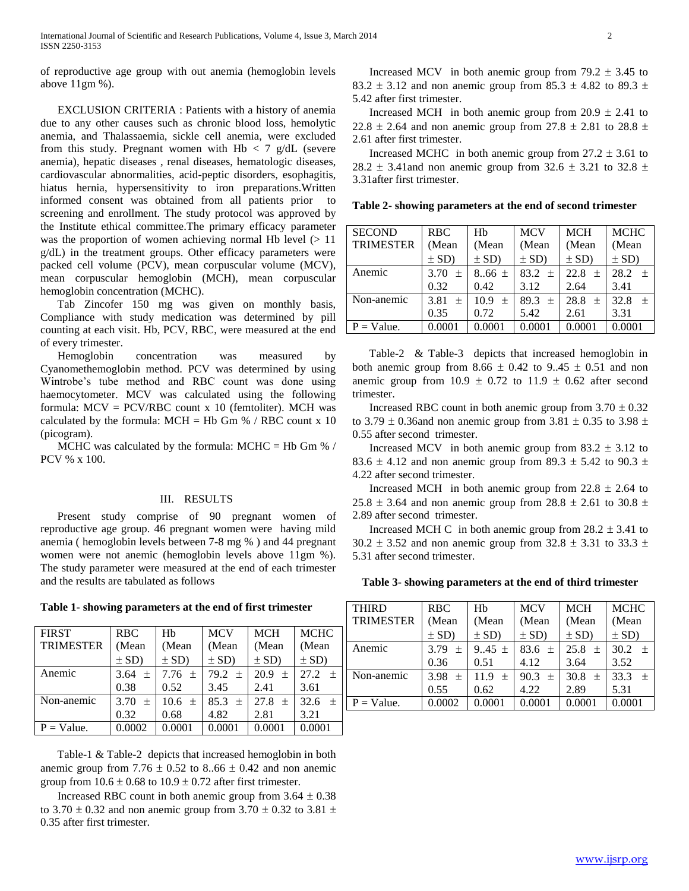of reproductive age group with out anemia (hemoglobin levels above 11gm %).

EXCLUSION CRITERIA : Patients with a history of anemia due to any other causes such as chronic blood loss, hemolytic anemia, and Thalassaemia, sickle cell anemia, were excluded from this study. Pregnant women with Hb < 7 g/dL (severe anemia), hepatic diseases , renal diseases, hematologic diseases, cardiovascular abnormalities, acid-peptic disorders, esophagitis, hiatus hernia, hypersensitivity to iron preparations.Written informed consent was obtained from all patients prior to screening and enrollment. The study protocol was approved by the Institute ethical committee.The primary efficacy parameter was the proportion of women achieving normal Hb level (> 11 g/dL) in the treatment groups. Other efficacy parameters were packed cell volume (PCV), mean corpuscular volume (MCV), mean corpuscular hemoglobin (MCH), mean corpuscular hemoglobin concentration (MCHC).

Tab Zincofer 150 mg was given on monthly basis, Compliance with study medication was determined by pill counting at each visit. Hb, PCV, RBC, were measured at the end of every trimester.

Hemoglobin concentration was measured by Cyanomethemoglobin method. PCV was determined by using Wintrobe's tube method and RBC count was done using haemocytometer. MCV was calculated using the following formula: MCV = PCV/RBC count x 10 (femtoliter). MCH was calculated by the formula: MCH = Hb Gm % / RBC count x 10 (picogram).

MCHC was calculated by the formula: MCHC = Hb Gm % / PCV % x 100.

## III. RESULTS

Present study comprise of 90 pregnant women of reproductive age group. 46 pregnant women were having mild anemia ( hemoglobin levels between 7-8 mg % ) and 44 pregnant women were not anemic (hemoglobin levels above 11gm %). The study parameter were measured at the end of each trimester and the results are tabulated as follows

**Table 1- showing parameters at the end of first trimester**

| FIRST TRIMESTER | RBC (Mean ± SD) | Hb (Mean ± SD) | MCV (Mean ± SD) | MCH (Mean ± SD) | MCHC (Mean ± SD) |
|---|---|---|---|---|---|
| Anemic | 3.64 ± 0.38 | 7.76 ± 0.52 | 79.2 ± 3.45 | 20.9 ± 2.41 | 27.2 ± 3.61 |
| Non-anemic | 3.70 ± 0.32 | 10.6 ± 0.68 | 85.3 ± 4.82 | 27.8 ± 2.81 | 32.6 ± 3.21 |
| P = Value. | 0.0002 | 0.0001 | 0.0001 | 0.0001 | 0.0001 |

Table-1 & Table-2 depicts that increased hemoglobin in both anemic group from 7.76 ± 0.52 to 8..66 ± 0.42 and non anemic group from 10.6 ± 0.68 to 10.9 ± 0.72 after first trimester.

Increased RBC count in both anemic group from 3.64 ± 0.38 to 3.70 ± 0.32 and non anemic group from 3.70 ± 0.32 to 3.81 ± 0.35 after first trimester.

Increased MCV in both anemic group from 79.2 ± 3.45 to 83.2 ± 3.12 and non anemic group from 85.3 ± 4.82 to 89.3 ± 5.42 after first trimester.

Increased MCH in both anemic group from 20.9 ± 2.41 to 22.8 ± 2.64 and non anemic group from 27.8 ± 2.81 to 28.8 ± 2.61 after first trimester.

Increased MCHC in both anemic group from 27.2 ± 3.61 to 28.2 ± 3.41and non anemic group from 32.6 ± 3.21 to 32.8 ± 3.31after first trimester.

**Table 2- showing parameters at the end of second trimester**

| SECOND TRIMESTER | RBC (Mean ± SD) | Hb (Mean ± SD) | MCV (Mean ± SD) | MCH (Mean ± SD) | MCHC (Mean ± SD) |
|---|---|---|---|---|---|
| Anemic | 3.70 ± 0.32 | 8..66 ± 0.42 | 83.2 ± 3.12 | 22.8 ± 2.64 | 28.2 ± 3.41 |
| Non-anemic | 3.81 ± 0.35 | 10.9 ± 0.72 | 89.3 ± 5.42 | 28.8 ± 2.61 | 32.8 ± 3.31 |
| P = Value. | 0.0001 | 0.0001 | 0.0001 | 0.0001 | 0.0001 |

Table-2 & Table-3 depicts that increased hemoglobin in both anemic group from 8.66 ± 0.42 to 9..45 ± 0.51 and non anemic group from 10.9 ± 0.72 to 11.9 ± 0.62 after second trimester.

Increased RBC count in both anemic group from 3.70 ± 0.32 to 3.79 ± 0.36and non anemic group from 3.81 ± 0.35 to 3.98 ± 0.55 after second trimester.

Increased MCV in both anemic group from 83.2 ± 3.12 to 83.6 ± 4.12 and non anemic group from 89.3 ± 5.42 to 90.3 ± 4.22 after second trimester.

Increased MCH in both anemic group from 22.8 ± 2.64 to 25.8 ± 3.64 and non anemic group from 28.8 ± 2.61 to 30.8 ± 2.89 after second trimester.

Increased MCH C in both anemic group from 28.2 ± 3.41 to 30.2 ± 3.52 and non anemic group from 32.8 ± 3.31 to 33.3 ± 5.31 after second trimester.

**Table 3- showing parameters at the end of third trimester**

| THIRD TRIMESTER | RBC (Mean ± SD) | Hb (Mean ± SD) | MCV (Mean ± SD) | MCH (Mean ± SD) | MCHC (Mean ± SD) |
|---|---|---|---|---|---|
| Anemic | 3.79 ± 0.36 | 9..45 ± 0.51 | 83.6 ± 4.12 | 25.8 ± 3.64 | 30.2 ± 3.52 |
| Non-anemic | 3.98 ± 0.55 | 11.9 ± 0.62 | 90.3 ± 4.22 | 30.8 ± 2.89 | 33.3 ± 5.31 |
| P = Value. | 0.0002 | 0.0001 | 0.0001 | 0.0001 | 0.0001 |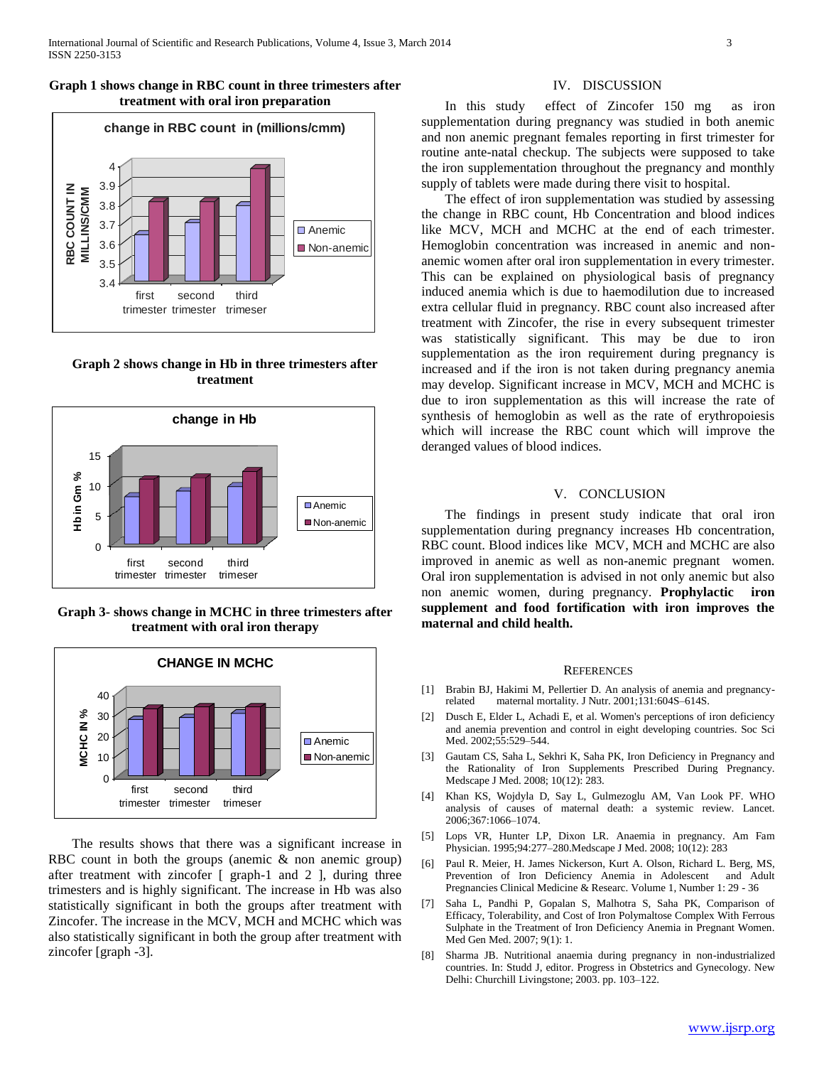**Graph 1 shows change in RBC count in three trimesters after treatment with oral iron preparation**

**Graph 2 shows change in Hb in three trimesters after treatment**

**Graph 3- shows change in MCHC in three trimesters after treatment with oral iron therapy**

The results shows that there was a significant increase in RBC count in both the groups (anemic & non anemic group) after treatment with zincofer [ graph-1 and 2 ], during three trimesters and is highly significant. The increase in Hb was also statistically significant in both the groups after treatment with Zincofer. The increase in the MCV, MCH and MCHC which was also statistically significant in both the group after treatment with zincofer [graph -3].

## IV. DISCUSSION

In this study effect of Zincofer 150 mg as iron supplementation during pregnancy was studied in both anemic and non anemic pregnant females reporting in first trimester for routine ante-natal checkup. The subjects were supposed to take the iron supplementation throughout the pregnancy and monthly supply of tablets were made during there visit to hospital.

The effect of iron supplementation was studied by assessing the change in RBC count, Hb Concentration and blood indices like MCV, MCH and MCHC at the end of each trimester. Hemoglobin concentration was increased in anemic and non-anemic women after oral iron supplementation in every trimester. This can be explained on physiological basis of pregnancy induced anemia which is due to haemodilution due to increased extra cellular fluid in pregnancy. RBC count also increased after treatment with Zincofer, the rise in every subsequent trimester was statistically significant. This may be due to iron supplementation as the iron requirement during pregnancy is increased and if the iron is not taken during pregnancy anemia may develop. Significant increase in MCV, MCH and MCHC is due to iron supplementation as this will increase the rate of synthesis of hemoglobin as well as the rate of erythropoiesis which will increase the RBC count which will improve the deranged values of blood indices.

## V. CONCLUSION

The findings in present study indicate that oral iron supplementation during pregnancy increases Hb concentration, RBC count. Blood indices like MCV, MCH and MCHC are also improved in anemic as well as non-anemic pregnant women. Oral iron supplementation is advised in not only anemic but also non anemic women, during pregnancy. **Prophylactic iron supplement and food fortification with iron improves the maternal and child health.**

## REFERENCES

[1] Brabin BJ, Hakimi M, Pellertier D. An analysis of anemia and pregnancy-related maternal mortality. J Nutr. 2001;131:604S–614S.

[2] Dusch E, Elder L, Achadi E, et al. Women's perceptions of iron deficiency and anemia prevention and control in eight developing countries. Soc Sci Med. 2002;55:529–544.

[3] Gautam CS, Saha L, Sekhri K, Saha PK, Iron Deficiency in Pregnancy and the Rationality of Iron Supplements Prescribed During Pregnancy. Medscape J Med. 2008; 10(12): 283.

[4] Khan KS, Wojdyla D, Say L, Gulmezoglu AM, Van Look PF. WHO analysis of causes of maternal death: a systemic review. Lancet. 2006;367:1066–1074.

[5] Lops VR, Hunter LP, Dixon LR. Anaemia in pregnancy. Am Fam Physician. 1995;94:277–280.Medscape J Med. 2008; 10(12): 283

[6] Paul R. Meier, H. James Nickerson, Kurt A. Olson, Richard L. Berg, MS, Prevention of Iron Deficiency Anemia in Adolescent and Adult Pregnancies Clinical Medicine & Researc. Volume 1, Number 1: 29 - 36

[7] Saha L, Pandhi P, Gopalan S, Malhotra S, Saha PK, Comparison of Efficacy, Tolerability, and Cost of Iron Polymaltose Complex With Ferrous Sulphate in the Treatment of Iron Deficiency Anemia in Pregnant Women. Med Gen Med. 2007; 9(1): 1.

[8] Sharma JB. Nutritional anaemia during pregnancy in non-industrialized countries. In: Studd J, editor. Progress in Obstetrics and Gynecology. New Delhi: Churchill Livingstone; 2003. pp. 103–122.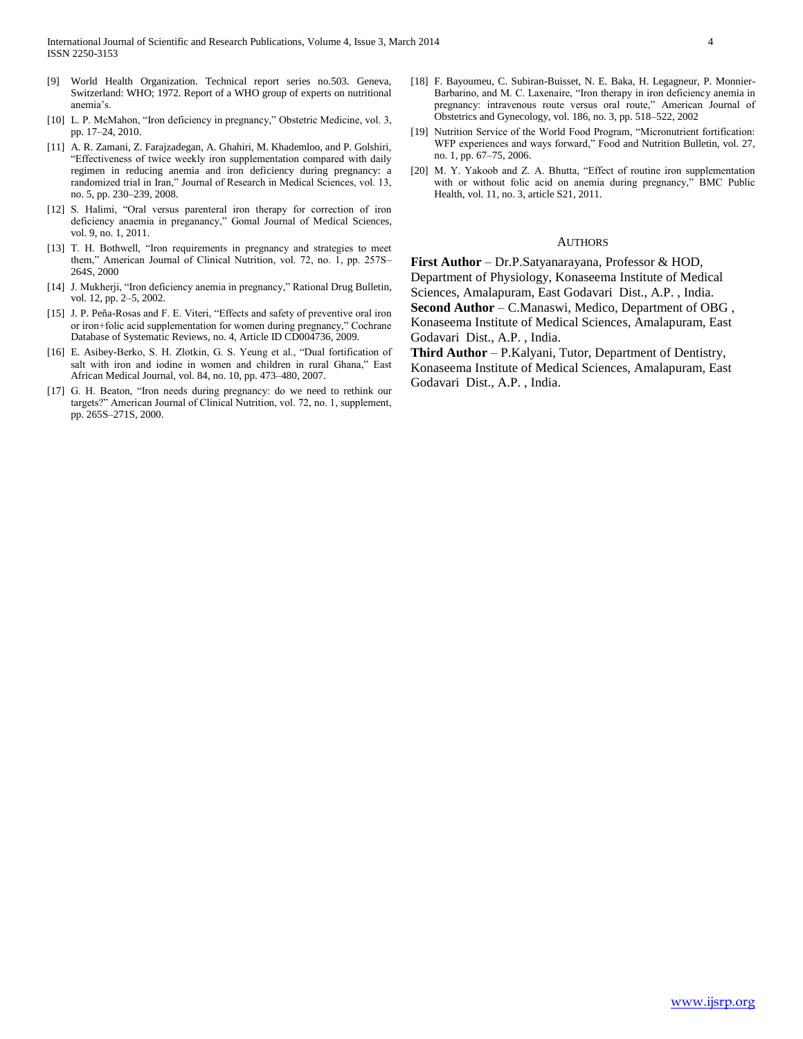[9] World Health Organization. Technical report series no.503. Geneva, Switzerland: WHO; 1972. Report of a WHO group of experts on nutritional anemia's.

[10] L. P. McMahon, "Iron deficiency in pregnancy," Obstetric Medicine, vol. 3, pp. 17–24, 2010.

[11] A. R. Zamani, Z. Farajzadegan, A. Ghahiri, M. Khademloo, and P. Golshiri, "Effectiveness of twice weekly iron supplementation compared with daily regimen in reducing anemia and iron deficiency during pregnancy: a randomized trial in Iran," Journal of Research in Medical Sciences, vol. 13, no. 5, pp. 230–239, 2008.

[12] S. Halimi, "Oral versus parenteral iron therapy for correction of iron deficiency anaemia in preganancy," Gomal Journal of Medical Sciences, vol. 9, no. 1, 2011.

[13] T. H. Bothwell, "Iron requirements in pregnancy and strategies to meet them," American Journal of Clinical Nutrition, vol. 72, no. 1, pp. 257S–264S, 2000

[14] J. Mukherji, "Iron deficiency anemia in pregnancy," Rational Drug Bulletin, vol. 12, pp. 2–5, 2002.

[15] J. P. Peña-Rosas and F. E. Viteri, "Effects and safety of preventive oral iron or iron+folic acid supplementation for women during pregnancy," Cochrane Database of Systematic Reviews, no. 4, Article ID CD004736, 2009.

[16] E. Asibey-Berko, S. H. Zlotkin, G. S. Yeung et al., "Dual fortification of salt with iron and iodine in women and children in rural Ghana," East African Medical Journal, vol. 84, no. 10, pp. 473–480, 2007.

[17] G. H. Beaton, "Iron needs during pregnancy: do we need to rethink our targets?" American Journal of Clinical Nutrition, vol. 72, no. 1, supplement, pp. 265S–271S, 2000.

[18] F. Bayoumeu, C. Subiran-Buisset, N. E. Baka, H. Legagneur, P. Monnier-Barbarino, and M. C. Laxenaire, "Iron therapy in iron deficiency anemia in pregnancy: intravenous route versus oral route," American Journal of Obstetrics and Gynecology, vol. 186, no. 3, pp. 518–522, 2002

[19] Nutrition Service of the World Food Program, "Micronutrient fortification: WFP experiences and ways forward," Food and Nutrition Bulletin, vol. 27, no. 1, pp. 67–75, 2006.

[20] M. Y. Yakoob and Z. A. Bhutta, "Effect of routine iron supplementation with or without folic acid on anemia during pregnancy," BMC Public Health, vol. 11, no. 3, article S21, 2011.

## AUTHORS

**First Author** – Dr.P.Satyanarayana, Professor & HOD, Department of Physiology, Konaseema Institute of Medical Sciences, Amalapuram, East Godavari Dist., A.P. , India.

**Second Author** – C.Manaswi, Medico, Department of OBG , Konaseema Institute of Medical Sciences, Amalapuram, East Godavari Dist., A.P. , India.

**Third Author** – P.Kalyani, Tutor, Department of Dentistry, Konaseema Institute of Medical Sciences, Amalapuram, East Godavari Dist., A.P. , India.